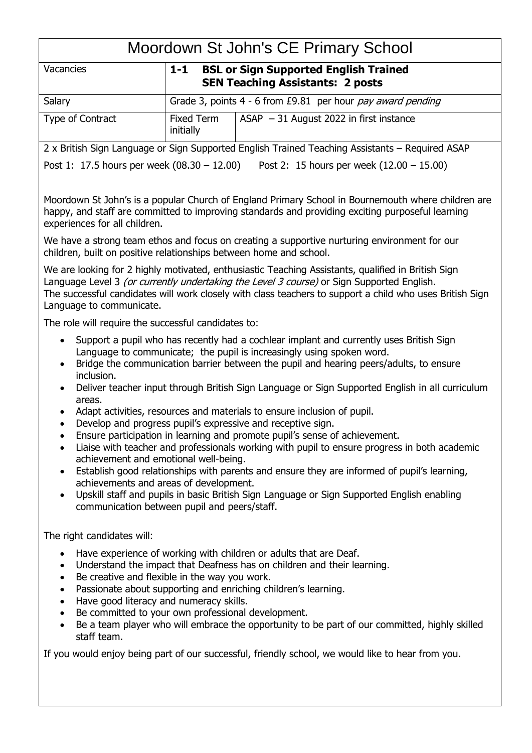# Moordown St John's CE Primary School

| Vacancies | **1-1 BSL or Sign Supported English Trained SEN Teaching Assistants: 2 posts** | |
|---|---|---|
| Salary | Grade 3, points 4 - 6 from £9.81 per hour *pay award pending* | |
| Type of Contract | Fixed Term initially | ASAP – 31 August 2022 in first instance |

2 x British Sign Language or Sign Supported English Trained Teaching Assistants – Required ASAP

Post 1: 17.5 hours per week (08.30 – 12.00)   Post 2: 15 hours per week (12.00 – 15.00)

Moordown St John's is a popular Church of England Primary School in Bournemouth where children are happy, and staff are committed to improving standards and providing exciting purposeful learning experiences for all children.

We have a strong team ethos and focus on creating a supportive nurturing environment for our children, built on positive relationships between home and school.

We are looking for 2 highly motivated, enthusiastic Teaching Assistants, qualified in British Sign Language Level 3 *(or currently undertaking the Level 3 course)* or Sign Supported English.
The successful candidates will work closely with class teachers to support a child who uses British Sign Language to communicate.

The role will require the successful candidates to:

- Support a pupil who has recently had a cochlear implant and currently uses British Sign Language to communicate; the pupil is increasingly using spoken word.
- Bridge the communication barrier between the pupil and hearing peers/adults, to ensure inclusion.
- Deliver teacher input through British Sign Language or Sign Supported English in all curriculum areas.
- Adapt activities, resources and materials to ensure inclusion of pupil.
- Develop and progress pupil's expressive and receptive sign.
- Ensure participation in learning and promote pupil's sense of achievement.
- Liaise with teacher and professionals working with pupil to ensure progress in both academic achievement and emotional well-being.
- Establish good relationships with parents and ensure they are informed of pupil's learning, achievements and areas of development.
- Upskill staff and pupils in basic British Sign Language or Sign Supported English enabling communication between pupil and peers/staff.

The right candidates will:

- Have experience of working with children or adults that are Deaf.
- Understand the impact that Deafness has on children and their learning.
- Be creative and flexible in the way you work.
- Passionate about supporting and enriching children's learning.
- Have good literacy and numeracy skills.
- Be committed to your own professional development.
- Be a team player who will embrace the opportunity to be part of our committed, highly skilled staff team.

If you would enjoy being part of our successful, friendly school, we would like to hear from you.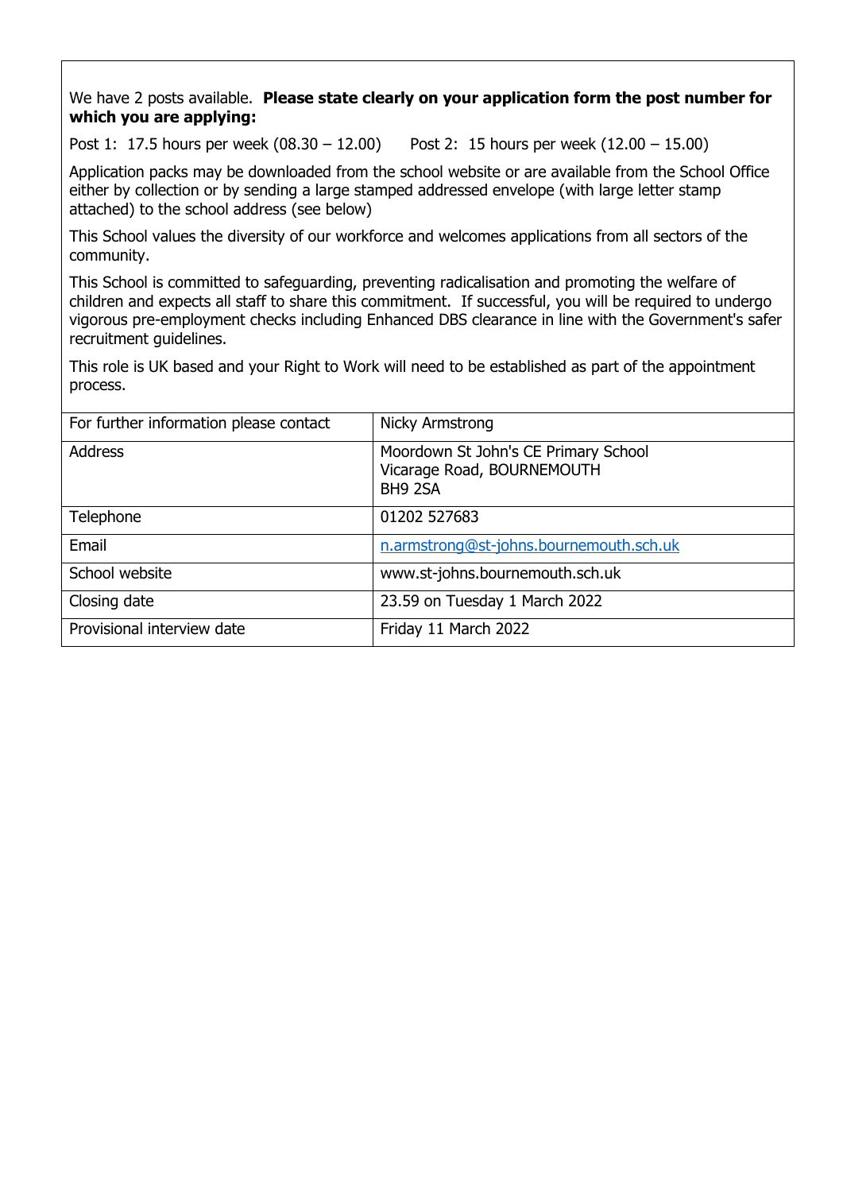We have 2 posts available. **Please state clearly on your application form the post number for which you are applying:**

Post 1: 17.5 hours per week (08.30 – 12.00) Post 2: 15 hours per week (12.00 – 15.00)

Application packs may be downloaded from the school website or are available from the School Office either by collection or by sending a large stamped addressed envelope (with large letter stamp attached) to the school address (see below)

This School values the diversity of our workforce and welcomes applications from all sectors of the community.

This School is committed to safeguarding, preventing radicalisation and promoting the welfare of children and expects all staff to share this commitment. If successful, you will be required to undergo vigorous pre-employment checks including Enhanced DBS clearance in line with the Government's safer recruitment guidelines.

This role is UK based and your Right to Work will need to be established as part of the appointment process.

| | |
|---|---|
| For further information please contact | Nicky Armstrong |
| Address | Moordown St John's CE Primary School<br>Vicarage Road, BOURNEMOUTH<br>BH9 2SA |
| Telephone | 01202 527683 |
| Email | n.armstrong@st-johns.bournemouth.sch.uk |
| School website | www.st-johns.bournemouth.sch.uk |
| Closing date | 23.59 on Tuesday 1 March 2022 |
| Provisional interview date | Friday 11 March 2022 |